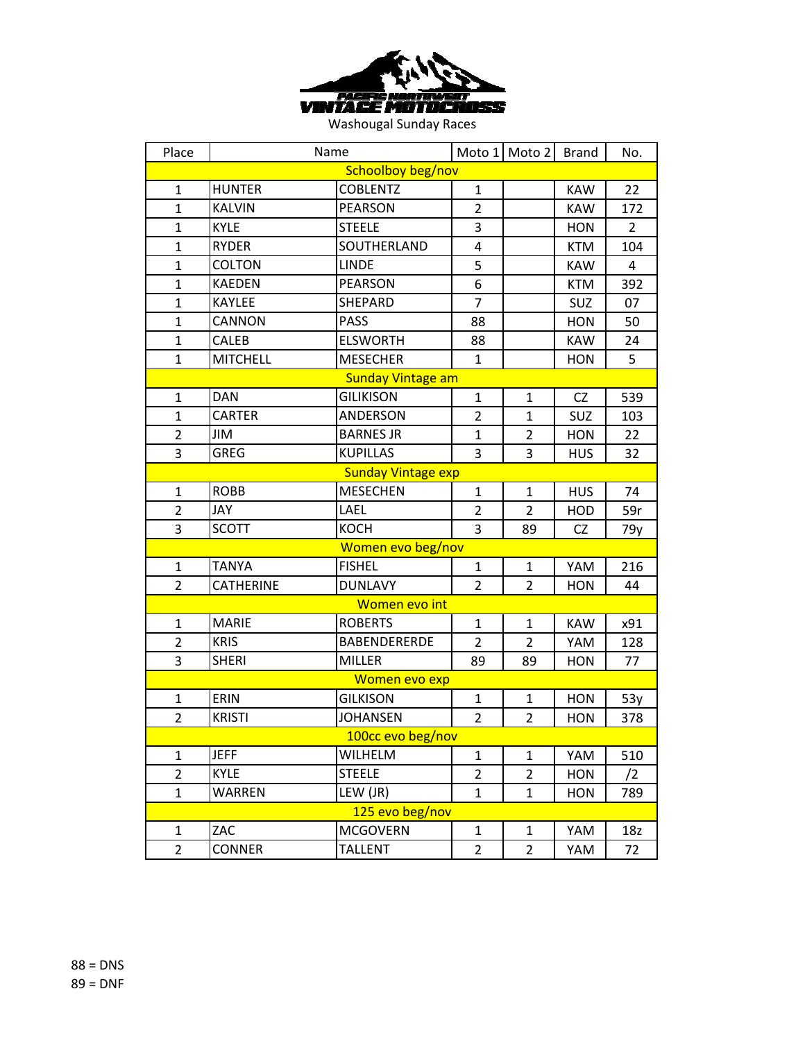PACIFIC NORTHWEST VINTAGE MOTOCROSS

Washougal Sunday Races

| Place | Name | | Moto 1 | Moto 2 | Brand | No. |
|---|---|---|---|---|---|---|
| Schoolboy beg/nov | | | | | | |
| 1 | HUNTER | COBLENTZ | 1 | | KAW | 22 |
| 1 | KALVIN | PEARSON | 2 | | KAW | 172 |
| 1 | KYLE | STEELE | 3 | | HON | 2 |
| 1 | RYDER | SOUTHERLAND | 4 | | KTM | 104 |
| 1 | COLTON | LINDE | 5 | | KAW | 4 |
| 1 | KAEDEN | PEARSON | 6 | | KTM | 392 |
| 1 | KAYLEE | SHEPARD | 7 | | SUZ | 07 |
| 1 | CANNON | PASS | 88 | | HON | 50 |
| 1 | CALEB | ELSWORTH | 88 | | KAW | 24 |
| 1 | MITCHELL | MESECHER | 1 | | HON | 5 |
| Sunday Vintage am | | | | | | |
| 1 | DAN | GILIKISON | 1 | 1 | CZ | 539 |
| 1 | CARTER | ANDERSON | 2 | 1 | SUZ | 103 |
| 2 | JIM | BARNES JR | 1 | 2 | HON | 22 |
| 3 | GREG | KUPILLAS | 3 | 3 | HUS | 32 |
| Sunday Vintage exp | | | | | | |
| 1 | ROBB | MESECHEN | 1 | 1 | HUS | 74 |
| 2 | JAY | LAEL | 2 | 2 | HOD | 59r |
| 3 | SCOTT | KOCH | 3 | 89 | CZ | 79y |
| Women evo beg/nov | | | | | | |
| 1 | TANYA | FISHEL | 1 | 1 | YAM | 216 |
| 2 | CATHERINE | DUNLAVY | 2 | 2 | HON | 44 |
| Women evo int | | | | | | |
| 1 | MARIE | ROBERTS | 1 | 1 | KAW | x91 |
| 2 | KRIS | BABENDERERDE | 2 | 2 | YAM | 128 |
| 3 | SHERI | MILLER | 89 | 89 | HON | 77 |
| Women evo exp | | | | | | |
| 1 | ERIN | GILKISON | 1 | 1 | HON | 53y |
| 2 | KRISTI | JOHANSEN | 2 | 2 | HON | 378 |
| 100cc evo beg/nov | | | | | | |
| 1 | JEFF | WILHELM | 1 | 1 | YAM | 510 |
| 2 | KYLE | STEELE | 2 | 2 | HON | /2 |
| 1 | WARREN | LEW (JR) | 1 | 1 | HON | 789 |
| 125 evo beg/nov | | | | | | |
| 1 | ZAC | MCGOVERN | 1 | 1 | YAM | 18z |
| 2 | CONNER | TALLENT | 2 | 2 | YAM | 72 |

88 = DNS
89 = DNF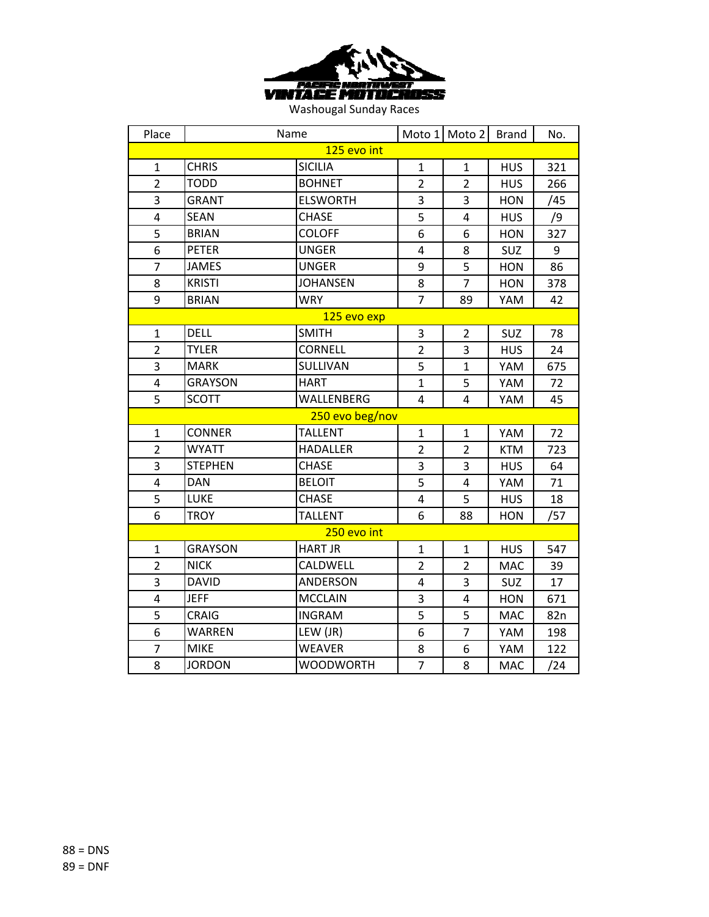PACIFIC NORTHWEST VINTAGE MOTOCROSS

Washougal Sunday Races

| Place | Name | | Moto 1 | Moto 2 | Brand | No. |
|---|---|---|---|---|---|---|
| 125 evo int | | | | | | |
| 1 | CHRIS | SICILIA | 1 | 1 | HUS | 321 |
| 2 | TODD | BOHNET | 2 | 2 | HUS | 266 |
| 3 | GRANT | ELSWORTH | 3 | 3 | HON | /45 |
| 4 | SEAN | CHASE | 5 | 4 | HUS | /9 |
| 5 | BRIAN | COLOFF | 6 | 6 | HON | 327 |
| 6 | PETER | UNGER | 4 | 8 | SUZ | 9 |
| 7 | JAMES | UNGER | 9 | 5 | HON | 86 |
| 8 | KRISTI | JOHANSEN | 8 | 7 | HON | 378 |
| 9 | BRIAN | WRY | 7 | 89 | YAM | 42 |
| 125 evo exp | | | | | | |
| 1 | DELL | SMITH | 3 | 2 | SUZ | 78 |
| 2 | TYLER | CORNELL | 2 | 3 | HUS | 24 |
| 3 | MARK | SULLIVAN | 5 | 1 | YAM | 675 |
| 4 | GRAYSON | HART | 1 | 5 | YAM | 72 |
| 5 | SCOTT | WALLENBERG | 4 | 4 | YAM | 45 |
| 250 evo beg/nov | | | | | | |
| 1 | CONNER | TALLENT | 1 | 1 | YAM | 72 |
| 2 | WYATT | HADALLER | 2 | 2 | KTM | 723 |
| 3 | STEPHEN | CHASE | 3 | 3 | HUS | 64 |
| 4 | DAN | BELOIT | 5 | 4 | YAM | 71 |
| 5 | LUKE | CHASE | 4 | 5 | HUS | 18 |
| 6 | TROY | TALLENT | 6 | 88 | HON | /57 |
| 250 evo int | | | | | | |
| 1 | GRAYSON | HART JR | 1 | 1 | HUS | 547 |
| 2 | NICK | CALDWELL | 2 | 2 | MAC | 39 |
| 3 | DAVID | ANDERSON | 4 | 3 | SUZ | 17 |
| 4 | JEFF | MCCLAIN | 3 | 4 | HON | 671 |
| 5 | CRAIG | INGRAM | 5 | 5 | MAC | 82n |
| 6 | WARREN | LEW (JR) | 6 | 7 | YAM | 198 |
| 7 | MIKE | WEAVER | 8 | 6 | YAM | 122 |
| 8 | JORDON | WOODWORTH | 7 | 8 | MAC | /24 |

88 = DNS

89 = DNF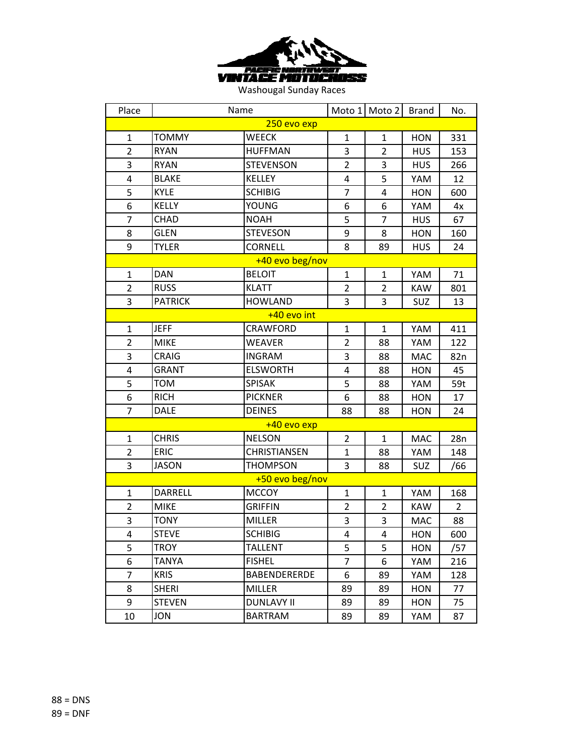PACIFIC NORTHWEST VINTAGE MOTOCROSS

Washougal Sunday Races

| Place | Name | | Moto 1 | Moto 2 | Brand | No. |
|---|---|---|---|---|---|---|
| 250 evo exp | | | | | | |
| 1 | TOMMY | WEECK | 1 | 1 | HON | 331 |
| 2 | RYAN | HUFFMAN | 3 | 2 | HUS | 153 |
| 3 | RYAN | STEVENSON | 2 | 3 | HUS | 266 |
| 4 | BLAKE | KELLEY | 4 | 5 | YAM | 12 |
| 5 | KYLE | SCHIBIG | 7 | 4 | HON | 600 |
| 6 | KELLY | YOUNG | 6 | 6 | YAM | 4x |
| 7 | CHAD | NOAH | 5 | 7 | HUS | 67 |
| 8 | GLEN | STEVESON | 9 | 8 | HON | 160 |
| 9 | TYLER | CORNELL | 8 | 89 | HUS | 24 |
| +40 evo beg/nov | | | | | | |
| 1 | DAN | BELOIT | 1 | 1 | YAM | 71 |
| 2 | RUSS | KLATT | 2 | 2 | KAW | 801 |
| 3 | PATRICK | HOWLAND | 3 | 3 | SUZ | 13 |
| +40 evo int | | | | | | |
| 1 | JEFF | CRAWFORD | 1 | 1 | YAM | 411 |
| 2 | MIKE | WEAVER | 2 | 88 | YAM | 122 |
| 3 | CRAIG | INGRAM | 3 | 88 | MAC | 82n |
| 4 | GRANT | ELSWORTH | 4 | 88 | HON | 45 |
| 5 | TOM | SPISAK | 5 | 88 | YAM | 59t |
| 6 | RICH | PICKNER | 6 | 88 | HON | 17 |
| 7 | DALE | DEINES | 88 | 88 | HON | 24 |
| +40 evo exp | | | | | | |
| 1 | CHRIS | NELSON | 2 | 1 | MAC | 28n |
| 2 | ERIC | CHRISTIANSEN | 1 | 88 | YAM | 148 |
| 3 | JASON | THOMPSON | 3 | 88 | SUZ | /66 |
| +50 evo beg/nov | | | | | | |
| 1 | DARRELL | MCCOY | 1 | 1 | YAM | 168 |
| 2 | MIKE | GRIFFIN | 2 | 2 | KAW | 2 |
| 3 | TONY | MILLER | 3 | 3 | MAC | 88 |
| 4 | STEVE | SCHIBIG | 4 | 4 | HON | 600 |
| 5 | TROY | TALLENT | 5 | 5 | HON | /57 |
| 6 | TANYA | FISHEL | 7 | 6 | YAM | 216 |
| 7 | KRIS | BABENDERERDE | 6 | 89 | YAM | 128 |
| 8 | SHERI | MILLER | 89 | 89 | HON | 77 |
| 9 | STEVEN | DUNLAVY II | 89 | 89 | HON | 75 |
| 10 | JON | BARTRAM | 89 | 89 | YAM | 87 |

88 = DNS

89 = DNF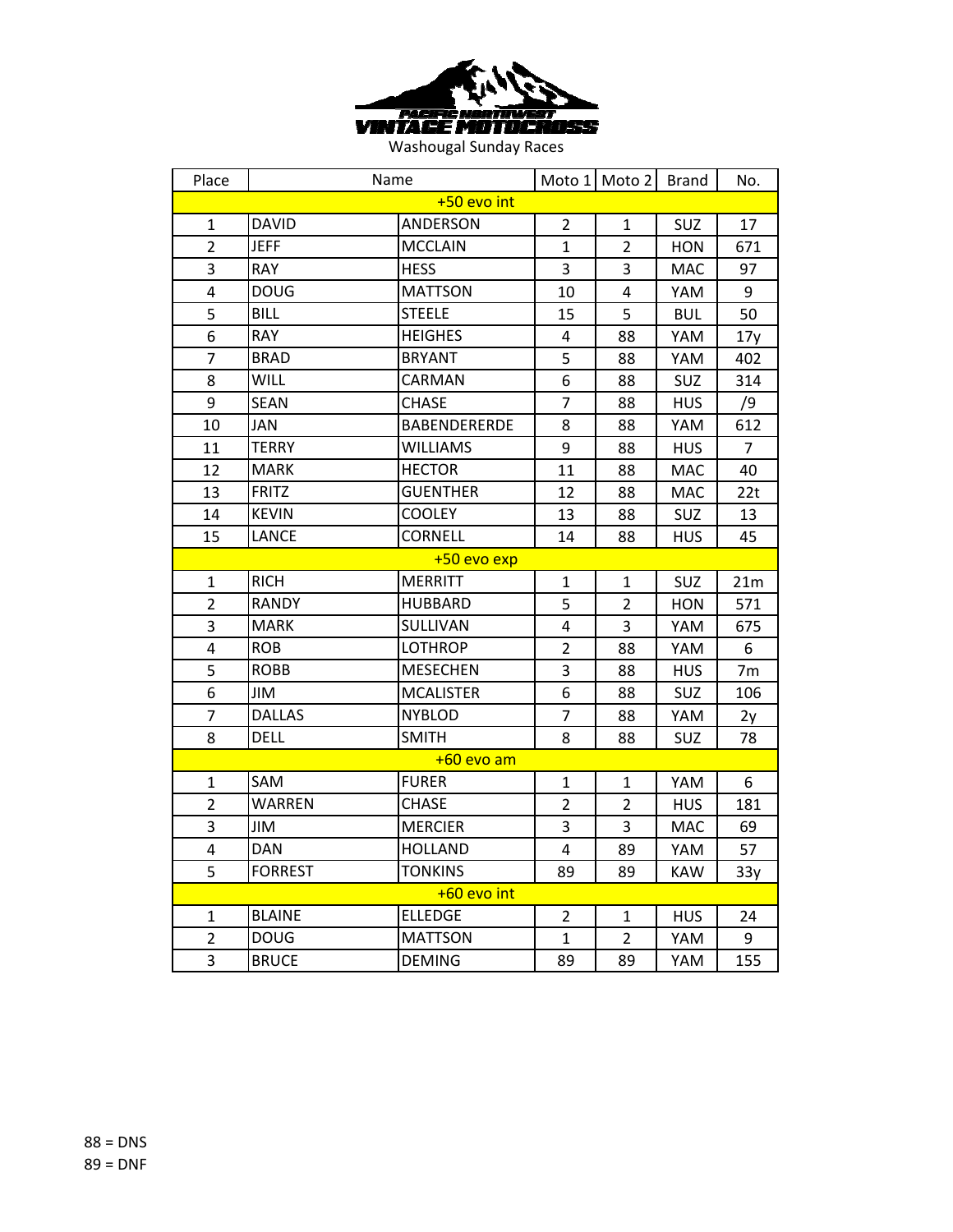PACIFIC NORTHWEST VINTAGE MOTOCROSS

Washougal Sunday Races

| Place | Name | | Moto 1 | Moto 2 | Brand | No. |
|---|---|---|---|---|---|---|
| +50 evo int | | | | | | |
| 1 | DAVID | ANDERSON | 2 | 1 | SUZ | 17 |
| 2 | JEFF | MCCLAIN | 1 | 2 | HON | 671 |
| 3 | RAY | HESS | 3 | 3 | MAC | 97 |
| 4 | DOUG | MATTSON | 10 | 4 | YAM | 9 |
| 5 | BILL | STEELE | 15 | 5 | BUL | 50 |
| 6 | RAY | HEIGHES | 4 | 88 | YAM | 17y |
| 7 | BRAD | BRYANT | 5 | 88 | YAM | 402 |
| 8 | WILL | CARMAN | 6 | 88 | SUZ | 314 |
| 9 | SEAN | CHASE | 7 | 88 | HUS | /9 |
| 10 | JAN | BABENDERERDE | 8 | 88 | YAM | 612 |
| 11 | TERRY | WILLIAMS | 9 | 88 | HUS | 7 |
| 12 | MARK | HECTOR | 11 | 88 | MAC | 40 |
| 13 | FRITZ | GUENTHER | 12 | 88 | MAC | 22t |
| 14 | KEVIN | COOLEY | 13 | 88 | SUZ | 13 |
| 15 | LANCE | CORNELL | 14 | 88 | HUS | 45 |
| +50 evo exp | | | | | | |
| 1 | RICH | MERRITT | 1 | 1 | SUZ | 21m |
| 2 | RANDY | HUBBARD | 5 | 2 | HON | 571 |
| 3 | MARK | SULLIVAN | 4 | 3 | YAM | 675 |
| 4 | ROB | LOTHROP | 2 | 88 | YAM | 6 |
| 5 | ROBB | MESECHEN | 3 | 88 | HUS | 7m |
| 6 | JIM | MCALISTER | 6 | 88 | SUZ | 106 |
| 7 | DALLAS | NYBLOD | 7 | 88 | YAM | 2y |
| 8 | DELL | SMITH | 8 | 88 | SUZ | 78 |
| +60 evo am | | | | | | |
| 1 | SAM | FURER | 1 | 1 | YAM | 6 |
| 2 | WARREN | CHASE | 2 | 2 | HUS | 181 |
| 3 | JIM | MERCIER | 3 | 3 | MAC | 69 |
| 4 | DAN | HOLLAND | 4 | 89 | YAM | 57 |
| 5 | FORREST | TONKINS | 89 | 89 | KAW | 33y |
| +60 evo int | | | | | | |
| 1 | BLAINE | ELLEDGE | 2 | 1 | HUS | 24 |
| 2 | DOUG | MATTSON | 1 | 2 | YAM | 9 |
| 3 | BRUCE | DEMING | 89 | 89 | YAM | 155 |

88 = DNS

89 = DNF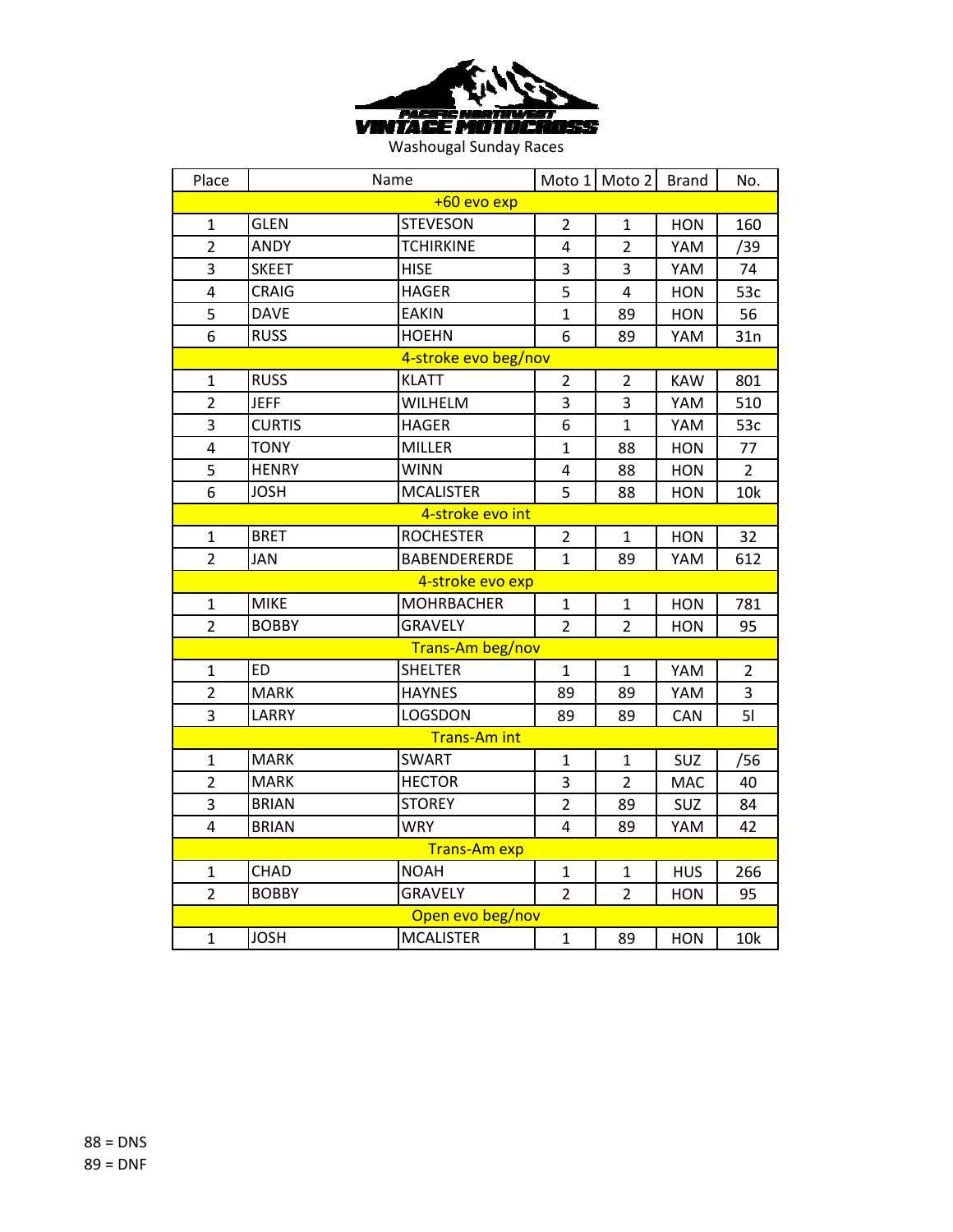PACIFIC NORTHWEST VINTAGE MOTOCROSS

Washougal Sunday Races

| Place | Name | | Moto 1 | Moto 2 | Brand | No. |
|---|---|---|---|---|---|---|
| +60 evo exp | | | | | | |
| 1 | GLEN | STEVESON | 2 | 1 | HON | 160 |
| 2 | ANDY | TCHIRKINE | 4 | 2 | YAM | /39 |
| 3 | SKEET | HISE | 3 | 3 | YAM | 74 |
| 4 | CRAIG | HAGER | 5 | 4 | HON | 53c |
| 5 | DAVE | EAKIN | 1 | 89 | HON | 56 |
| 6 | RUSS | HOEHN | 6 | 89 | YAM | 31n |
| 4-stroke evo beg/nov | | | | | | |
| 1 | RUSS | KLATT | 2 | 2 | KAW | 801 |
| 2 | JEFF | WILHELM | 3 | 3 | YAM | 510 |
| 3 | CURTIS | HAGER | 6 | 1 | YAM | 53c |
| 4 | TONY | MILLER | 1 | 88 | HON | 77 |
| 5 | HENRY | WINN | 4 | 88 | HON | 2 |
| 6 | JOSH | MCALISTER | 5 | 88 | HON | 10k |
| 4-stroke evo int | | | | | | |
| 1 | BRET | ROCHESTER | 2 | 1 | HON | 32 |
| 2 | JAN | BABENDERERDE | 1 | 89 | YAM | 612 |
| 4-stroke evo exp | | | | | | |
| 1 | MIKE | MOHRBACHER | 1 | 1 | HON | 781 |
| 2 | BOBBY | GRAVELY | 2 | 2 | HON | 95 |
| Trans-Am beg/nov | | | | | | |
| 1 | ED | SHELTER | 1 | 1 | YAM | 2 |
| 2 | MARK | HAYNES | 89 | 89 | YAM | 3 |
| 3 | LARRY | LOGSDON | 89 | 89 | CAN | 5l |
| Trans-Am int | | | | | | |
| 1 | MARK | SWART | 1 | 1 | SUZ | /56 |
| 2 | MARK | HECTOR | 3 | 2 | MAC | 40 |
| 3 | BRIAN | STOREY | 2 | 89 | SUZ | 84 |
| 4 | BRIAN | WRY | 4 | 89 | YAM | 42 |
| Trans-Am exp | | | | | | |
| 1 | CHAD | NOAH | 1 | 1 | HUS | 266 |
| 2 | BOBBY | GRAVELY | 2 | 2 | HON | 95 |
| Open evo beg/nov | | | | | | |
| 1 | JOSH | MCALISTER | 1 | 89 | HON | 10k |

88 = DNS
89 = DNF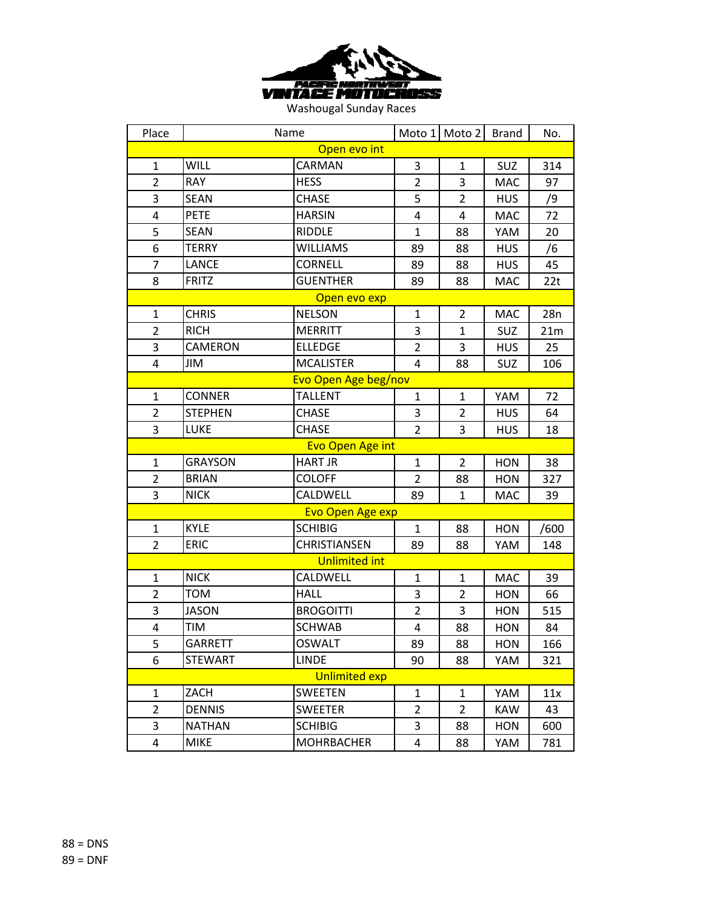PACIFIC NORTHWEST VINTAGE MOTOCROSS

Washougal Sunday Races

| Place | Name | | Moto 1 | Moto 2 | Brand | No. |
|---|---|---|---|---|---|---|
| Open evo int | | | | | | |
| 1 | WILL | CARMAN | 3 | 1 | SUZ | 314 |
| 2 | RAY | HESS | 2 | 3 | MAC | 97 |
| 3 | SEAN | CHASE | 5 | 2 | HUS | /9 |
| 4 | PETE | HARSIN | 4 | 4 | MAC | 72 |
| 5 | SEAN | RIDDLE | 1 | 88 | YAM | 20 |
| 6 | TERRY | WILLIAMS | 89 | 88 | HUS | /6 |
| 7 | LANCE | CORNELL | 89 | 88 | HUS | 45 |
| 8 | FRITZ | GUENTHER | 89 | 88 | MAC | 22t |
| Open evo exp | | | | | | |
| 1 | CHRIS | NELSON | 1 | 2 | MAC | 28n |
| 2 | RICH | MERRITT | 3 | 1 | SUZ | 21m |
| 3 | CAMERON | ELLEDGE | 2 | 3 | HUS | 25 |
| 4 | JIM | MCALISTER | 4 | 88 | SUZ | 106 |
| Evo Open Age beg/nov | | | | | | |
| 1 | CONNER | TALLENT | 1 | 1 | YAM | 72 |
| 2 | STEPHEN | CHASE | 3 | 2 | HUS | 64 |
| 3 | LUKE | CHASE | 2 | 3 | HUS | 18 |
| Evo Open Age int | | | | | | |
| 1 | GRAYSON | HART JR | 1 | 2 | HON | 38 |
| 2 | BRIAN | COLOFF | 2 | 88 | HON | 327 |
| 3 | NICK | CALDWELL | 89 | 1 | MAC | 39 |
| Evo Open Age exp | | | | | | |
| 1 | KYLE | SCHIBIG | 1 | 88 | HON | /600 |
| 2 | ERIC | CHRISTIANSEN | 89 | 88 | YAM | 148 |
| Unlimited int | | | | | | |
| 1 | NICK | CALDWELL | 1 | 1 | MAC | 39 |
| 2 | TOM | HALL | 3 | 2 | HON | 66 |
| 3 | JASON | BROGOITTI | 2 | 3 | HON | 515 |
| 4 | TIM | SCHWAB | 4 | 88 | HON | 84 |
| 5 | GARRETT | OSWALT | 89 | 88 | HON | 166 |
| 6 | STEWART | LINDE | 90 | 88 | YAM | 321 |
| Unlimited exp | | | | | | |
| 1 | ZACH | SWEETEN | 1 | 1 | YAM | 11x |
| 2 | DENNIS | SWEETER | 2 | 2 | KAW | 43 |
| 3 | NATHAN | SCHIBIG | 3 | 88 | HON | 600 |
| 4 | MIKE | MOHRBACHER | 4 | 88 | YAM | 781 |

88 = DNS
89 = DNF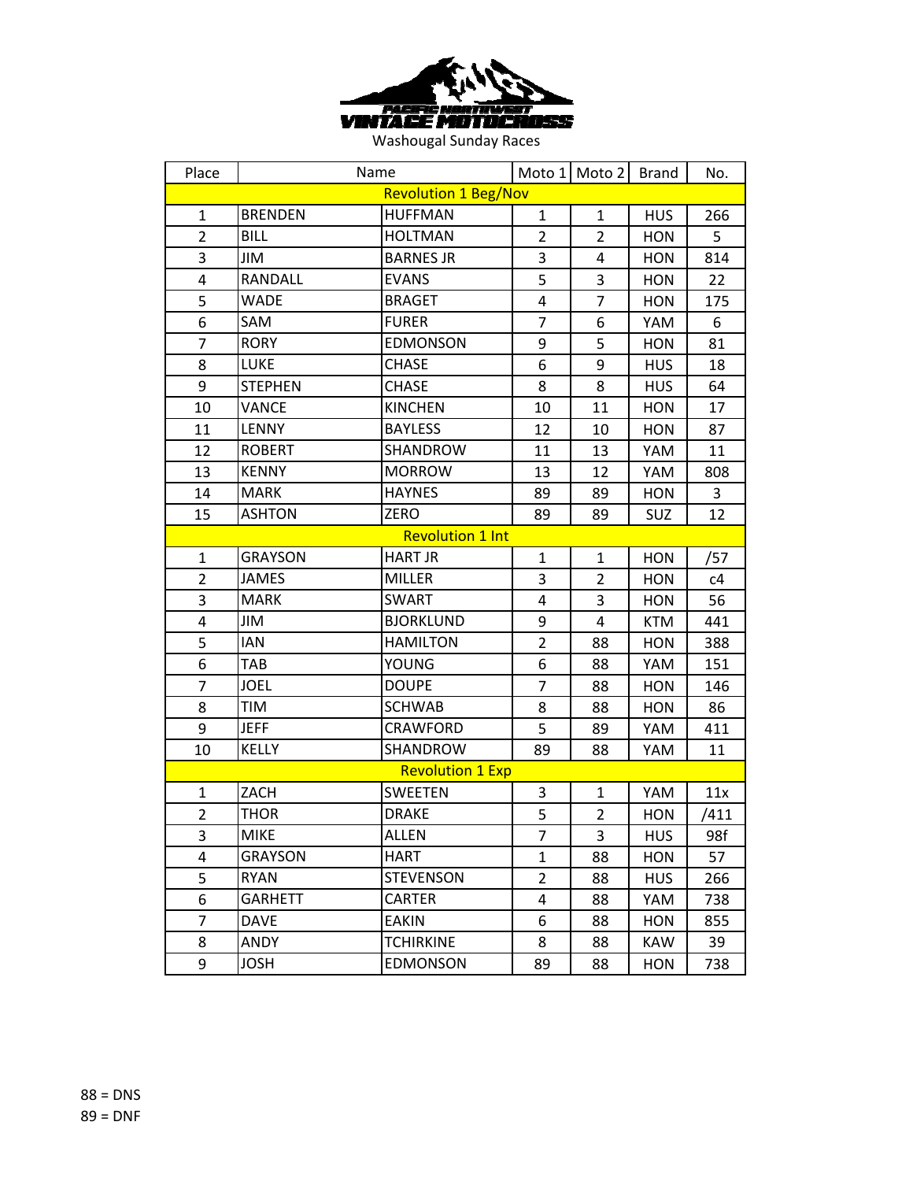PACIFIC NORTHWEST VINTAGE MOTOCROSS

Washougal Sunday Races

| Place | Name | | Moto 1 | Moto 2 | Brand | No. |
|---|---|---|---|---|---|---|
| Revolution 1 Beg/Nov | | | | | | |
| 1 | BRENDEN | HUFFMAN | 1 | 1 | HUS | 266 |
| 2 | BILL | HOLTMAN | 2 | 2 | HON | 5 |
| 3 | JIM | BARNES JR | 3 | 4 | HON | 814 |
| 4 | RANDALL | EVANS | 5 | 3 | HON | 22 |
| 5 | WADE | BRAGET | 4 | 7 | HON | 175 |
| 6 | SAM | FURER | 7 | 6 | YAM | 6 |
| 7 | RORY | EDMONSON | 9 | 5 | HON | 81 |
| 8 | LUKE | CHASE | 6 | 9 | HUS | 18 |
| 9 | STEPHEN | CHASE | 8 | 8 | HUS | 64 |
| 10 | VANCE | KINCHEN | 10 | 11 | HON | 17 |
| 11 | LENNY | BAYLESS | 12 | 10 | HON | 87 |
| 12 | ROBERT | SHANDROW | 11 | 13 | YAM | 11 |
| 13 | KENNY | MORROW | 13 | 12 | YAM | 808 |
| 14 | MARK | HAYNES | 89 | 89 | HON | 3 |
| 15 | ASHTON | ZERO | 89 | 89 | SUZ | 12 |
| Revolution 1 Int | | | | | | |
| 1 | GRAYSON | HART JR | 1 | 1 | HON | /57 |
| 2 | JAMES | MILLER | 3 | 2 | HON | c4 |
| 3 | MARK | SWART | 4 | 3 | HON | 56 |
| 4 | JIM | BJORKLUND | 9 | 4 | KTM | 441 |
| 5 | IAN | HAMILTON | 2 | 88 | HON | 388 |
| 6 | TAB | YOUNG | 6 | 88 | YAM | 151 |
| 7 | JOEL | DOUPE | 7 | 88 | HON | 146 |
| 8 | TIM | SCHWAB | 8 | 88 | HON | 86 |
| 9 | JEFF | CRAWFORD | 5 | 89 | YAM | 411 |
| 10 | KELLY | SHANDROW | 89 | 88 | YAM | 11 |
| Revolution 1 Exp | | | | | | |
| 1 | ZACH | SWEETEN | 3 | 1 | YAM | 11x |
| 2 | THOR | DRAKE | 5 | 2 | HON | /411 |
| 3 | MIKE | ALLEN | 7 | 3 | HUS | 98f |
| 4 | GRAYSON | HART | 1 | 88 | HON | 57 |
| 5 | RYAN | STEVENSON | 2 | 88 | HUS | 266 |
| 6 | GARHETT | CARTER | 4 | 88 | YAM | 738 |
| 7 | DAVE | EAKIN | 6 | 88 | HON | 855 |
| 8 | ANDY | TCHIRKINE | 8 | 88 | KAW | 39 |
| 9 | JOSH | EDMONSON | 89 | 88 | HON | 738 |

88 = DNS
89 = DNF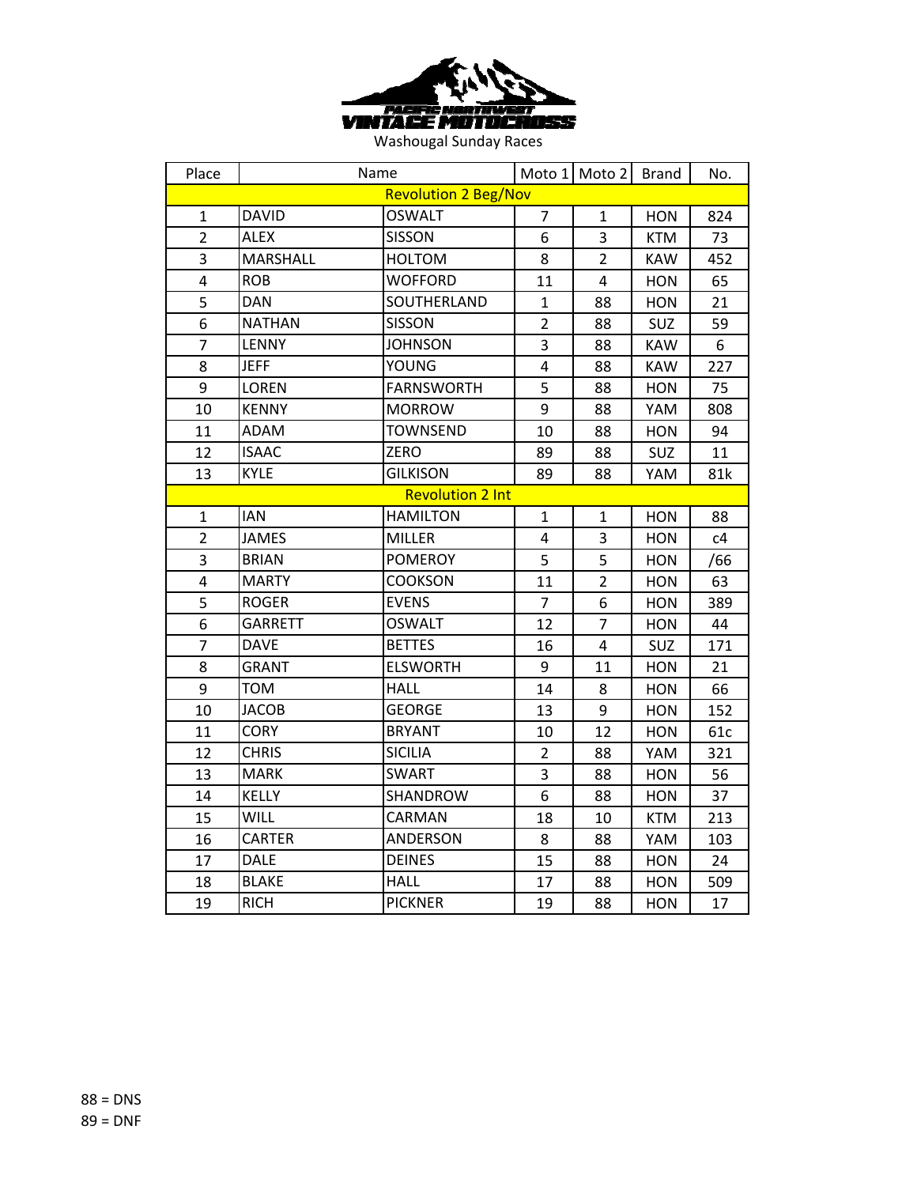PACIFIC NORTHWEST VINTAGE MOTOCROSS

Washougal Sunday Races

| Place | Name | | Moto 1 | Moto 2 | Brand | No. |
|---|---|---|---|---|---|---|
| **Revolution 2 Beg/Nov** | | | | | | |
| 1 | DAVID | OSWALT | 7 | 1 | HON | 824 |
| 2 | ALEX | SISSON | 6 | 3 | KTM | 73 |
| 3 | MARSHALL | HOLTOM | 8 | 2 | KAW | 452 |
| 4 | ROB | WOFFORD | 11 | 4 | HON | 65 |
| 5 | DAN | SOUTHERLAND | 1 | 88 | HON | 21 |
| 6 | NATHAN | SISSON | 2 | 88 | SUZ | 59 |
| 7 | LENNY | JOHNSON | 3 | 88 | KAW | 6 |
| 8 | JEFF | YOUNG | 4 | 88 | KAW | 227 |
| 9 | LOREN | FARNSWORTH | 5 | 88 | HON | 75 |
| 10 | KENNY | MORROW | 9 | 88 | YAM | 808 |
| 11 | ADAM | TOWNSEND | 10 | 88 | HON | 94 |
| 12 | ISAAC | ZERO | 89 | 88 | SUZ | 11 |
| 13 | KYLE | GILKISON | 89 | 88 | YAM | 81k |
| **Revolution 2 Int** | | | | | | |
| 1 | IAN | HAMILTON | 1 | 1 | HON | 88 |
| 2 | JAMES | MILLER | 4 | 3 | HON | c4 |
| 3 | BRIAN | POMEROY | 5 | 5 | HON | /66 |
| 4 | MARTY | COOKSON | 11 | 2 | HON | 63 |
| 5 | ROGER | EVENS | 7 | 6 | HON | 389 |
| 6 | GARRETT | OSWALT | 12 | 7 | HON | 44 |
| 7 | DAVE | BETTES | 16 | 4 | SUZ | 171 |
| 8 | GRANT | ELSWORTH | 9 | 11 | HON | 21 |
| 9 | TOM | HALL | 14 | 8 | HON | 66 |
| 10 | JACOB | GEORGE | 13 | 9 | HON | 152 |
| 11 | CORY | BRYANT | 10 | 12 | HON | 61c |
| 12 | CHRIS | SICILIA | 2 | 88 | YAM | 321 |
| 13 | MARK | SWART | 3 | 88 | HON | 56 |
| 14 | KELLY | SHANDROW | 6 | 88 | HON | 37 |
| 15 | WILL | CARMAN | 18 | 10 | KTM | 213 |
| 16 | CARTER | ANDERSON | 8 | 88 | YAM | 103 |
| 17 | DALE | DEINES | 15 | 88 | HON | 24 |
| 18 | BLAKE | HALL | 17 | 88 | HON | 509 |
| 19 | RICH | PICKNER | 19 | 88 | HON | 17 |

88 = DNS

89 = DNF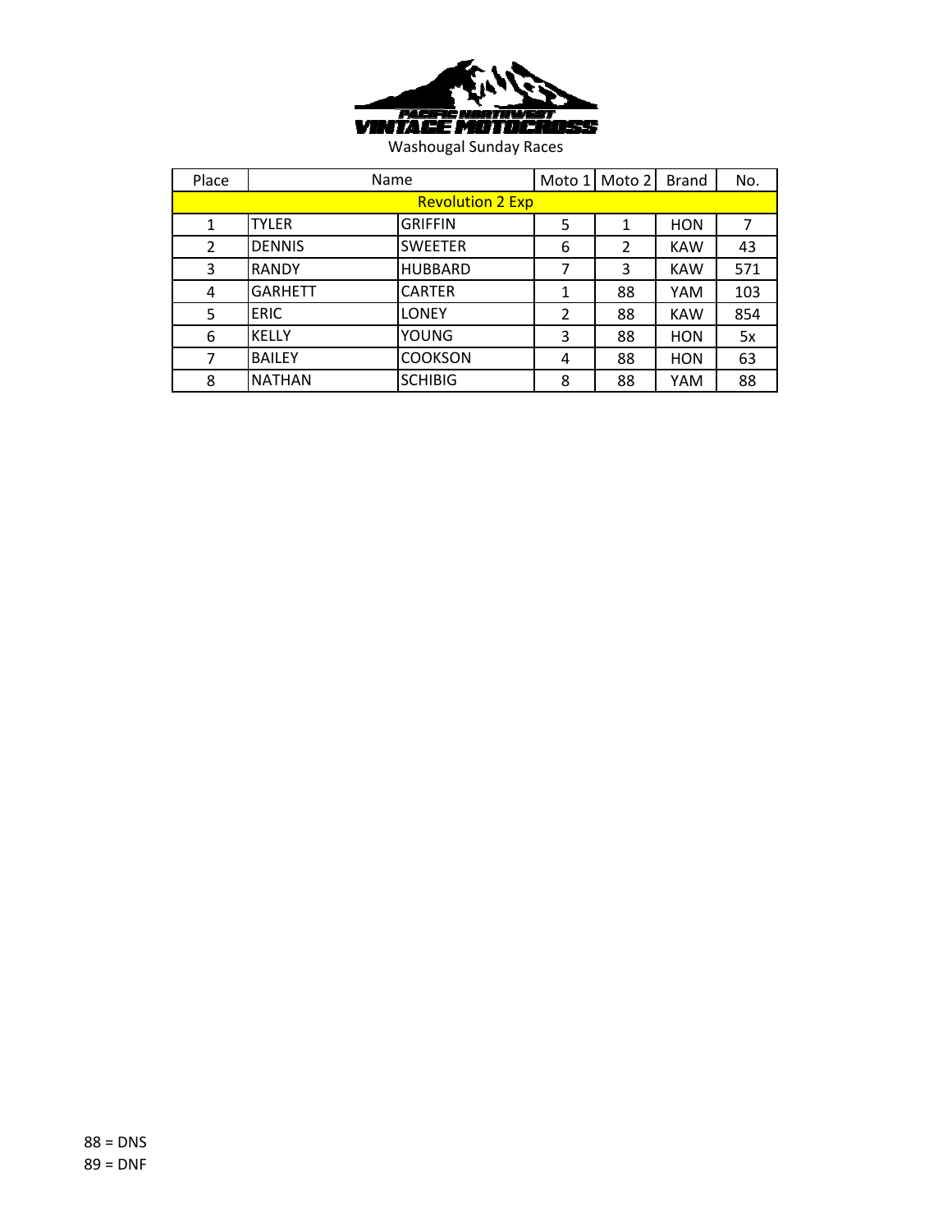PACIFIC NORTHWEST VINTAGE MOTOCROSS

Washougal Sunday Races

| Place | Name | | Moto 1 | Moto 2 | Brand | No. |
|---|---|---|---|---|---|---|
| Revolution 2 Exp | | | | | | |
| 1 | TYLER | GRIFFIN | 5 | 1 | HON | 7 |
| 2 | DENNIS | SWEETER | 6 | 2 | KAW | 43 |
| 3 | RANDY | HUBBARD | 7 | 3 | KAW | 571 |
| 4 | GARHETT | CARTER | 1 | 88 | YAM | 103 |
| 5 | ERIC | LONEY | 2 | 88 | KAW | 854 |
| 6 | KELLY | YOUNG | 3 | 88 | HON | 5x |
| 7 | BAILEY | COOKSON | 4 | 88 | HON | 63 |
| 8 | NATHAN | SCHIBIG | 8 | 88 | YAM | 88 |

88 = DNS

89 = DNF